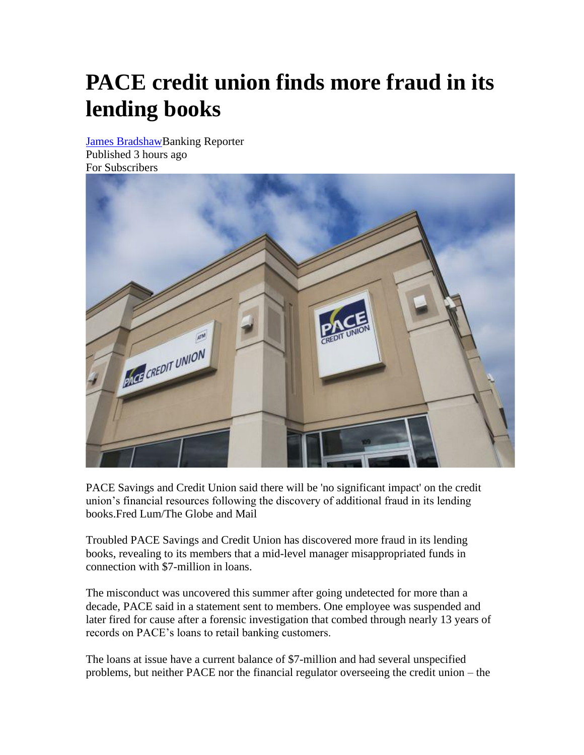# PACE credit union finds more fraud in its lending books

[James Bradshaw](#)Banking Reporter
Published 3 hours ago
For Subscribers

PACE Savings and Credit Union said there will be 'no significant impact' on the credit union's financial resources following the discovery of additional fraud in its lending books.Fred Lum/The Globe and Mail

Troubled PACE Savings and Credit Union has discovered more fraud in its lending books, revealing to its members that a mid-level manager misappropriated funds in connection with $7-million in loans.

The misconduct was uncovered this summer after going undetected for more than a decade, PACE said in a statement sent to members. One employee was suspended and later fired for cause after a forensic investigation that combed through nearly 13 years of records on PACE's loans to retail banking customers.

The loans at issue have a current balance of $7-million and had several unspecified problems, but neither PACE nor the financial regulator overseeing the credit union – the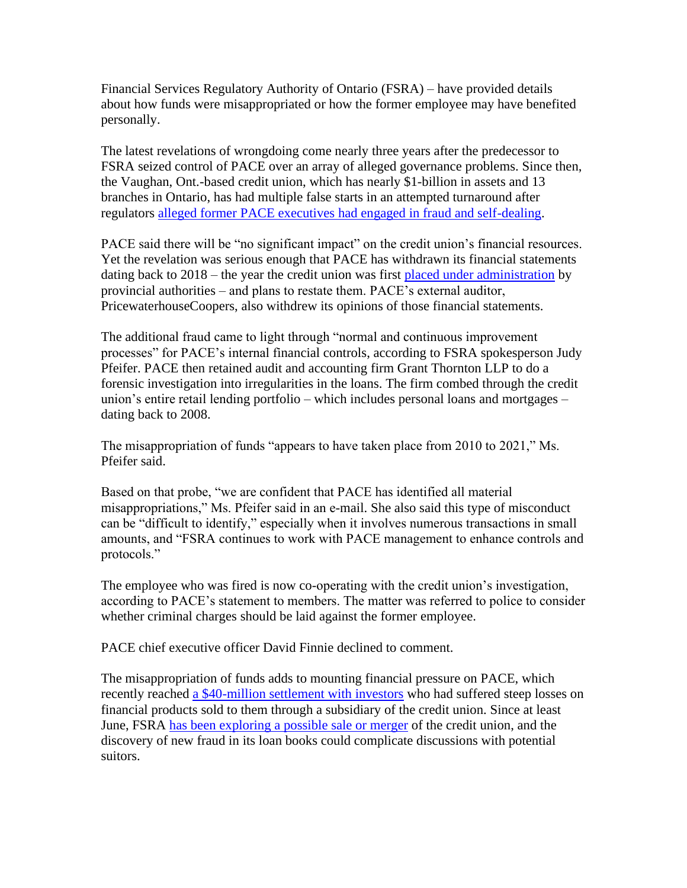Financial Services Regulatory Authority of Ontario (FSRA) – have provided details about how funds were misappropriated or how the former employee may have benefited personally.

The latest revelations of wrongdoing come nearly three years after the predecessor to FSRA seized control of PACE over an array of alleged governance problems. Since then, the Vaughan, Ont.-based credit union, which has nearly $1-billion in assets and 13 branches in Ontario, has had multiple false starts in an attempted turnaround after regulators alleged former PACE executives had engaged in fraud and self-dealing.

PACE said there will be "no significant impact" on the credit union's financial resources. Yet the revelation was serious enough that PACE has withdrawn its financial statements dating back to 2018 – the year the credit union was first placed under administration by provincial authorities – and plans to restate them. PACE's external auditor, PricewaterhouseCoopers, also withdrew its opinions of those financial statements.

The additional fraud came to light through "normal and continuous improvement processes" for PACE's internal financial controls, according to FSRA spokesperson Judy Pfeifer. PACE then retained audit and accounting firm Grant Thornton LLP to do a forensic investigation into irregularities in the loans. The firm combed through the credit union's entire retail lending portfolio – which includes personal loans and mortgages – dating back to 2008.

The misappropriation of funds "appears to have taken place from 2010 to 2021," Ms. Pfeifer said.

Based on that probe, "we are confident that PACE has identified all material misappropriations," Ms. Pfeifer said in an e-mail. She also said this type of misconduct can be "difficult to identify," especially when it involves numerous transactions in small amounts, and "FSRA continues to work with PACE management to enhance controls and protocols."

The employee who was fired is now co-operating with the credit union's investigation, according to PACE's statement to members. The matter was referred to police to consider whether criminal charges should be laid against the former employee.

PACE chief executive officer David Finnie declined to comment.

The misappropriation of funds adds to mounting financial pressure on PACE, which recently reached a $40-million settlement with investors who had suffered steep losses on financial products sold to them through a subsidiary of the credit union. Since at least June, FSRA has been exploring a possible sale or merger of the credit union, and the discovery of new fraud in its loan books could complicate discussions with potential suitors.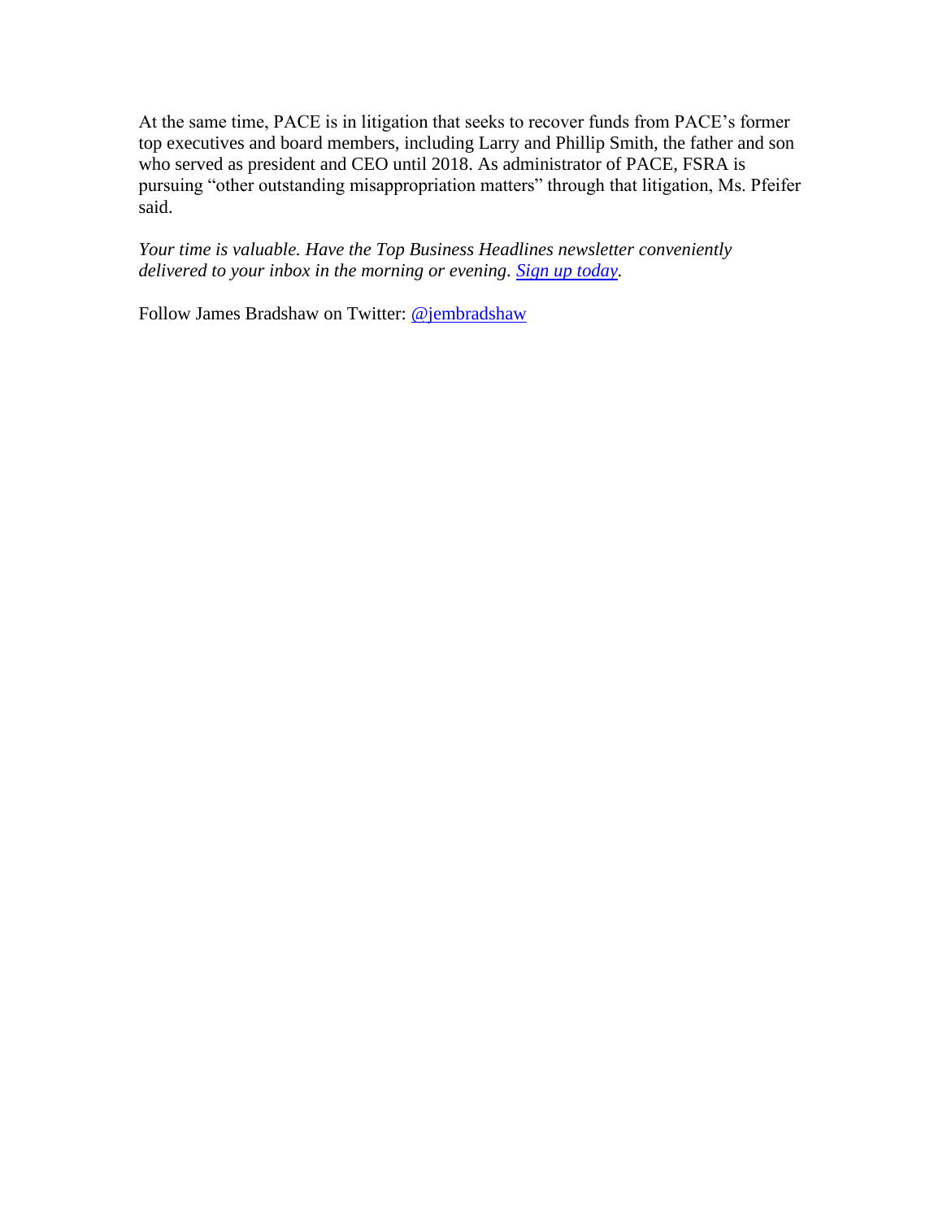At the same time, PACE is in litigation that seeks to recover funds from PACE's former top executives and board members, including Larry and Phillip Smith, the father and son who served as president and CEO until 2018. As administrator of PACE, FSRA is pursuing "other outstanding misappropriation matters" through that litigation, Ms. Pfeifer said.

*Your time is valuable. Have the Top Business Headlines newsletter conveniently delivered to your inbox in the morning or evening. [Sign up today](#).*

Follow James Bradshaw on Twitter: [@jembradshaw](#)